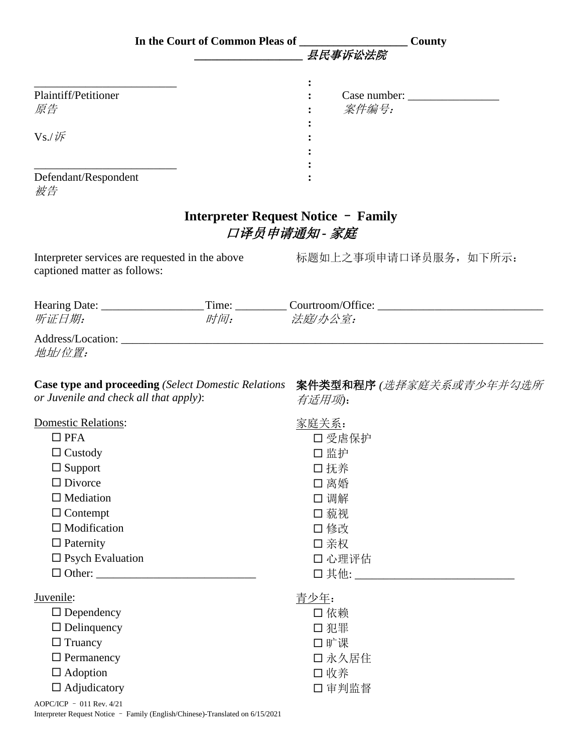**In the Court of Common Pleas of ___________________ County**
**___________________ *县民事诉讼法院***

| | | |
|---|---|---|
| _________________________ | : | |
| Plaintiff/Petitioner | : | Case number: ________________ |
| *原告* | : | *案件编号：* |
| | : | |
| Vs./*诉* | : | |
| | : | |
| _________________________ | : | |
| Defendant/Respondent | : | |
| *被告* | | |

# Interpreter Request Notice – Family
# *口译员申请通知 - 家庭*

Interpreter services are requested in the above captioned matter as follows:

标题如上之事项申请口译员服务，如下所示：

Hearing Date: __________________ Time: _________ Courtroom/Office: _____________________________
*听证日期：* *时间：* *法庭/办公室：*

Address/Location: ___________________________________________________________________________
*地址/位置：*

**Case type and proceeding** *(Select Domestic Relations or Juvenile and check all that apply)*:

**案件类型和程序** *(选择家庭关系或青少年并勾选所有适用项)*：

Domestic Relations:

- ☐ PFA
- ☐ Custody
- ☐ Support
- ☐ Divorce
- ☐ Mediation
- ☐ Contempt
- ☐ Modification
- ☐ Paternity
- ☐ Psych Evaluation
- ☐ Other: ___________________________

家庭关系：

- ☐ 受虐保护
- ☐ 监护
- ☐ 抚养
- ☐ 离婚
- ☐ 调解
- ☐ 藐视
- ☐ 修改
- ☐ 亲权
- ☐ 心理评估
- ☐ 其他: ___________________________

Juvenile:

- ☐ Dependency
- ☐ Delinquency
- ☐ Truancy
- ☐ Permanency
- ☐ Adoption
- ☐ Adjudicatory

青少年：

- ☐ 依赖
- ☐ 犯罪
- ☐ 旷课
- ☐ 永久居住
- ☐ 收养
- ☐ 审判监督

AOPC/ICP – 011 Rev. 4/21
Interpreter Request Notice – Family (English/Chinese)-Translated on 6/15/2021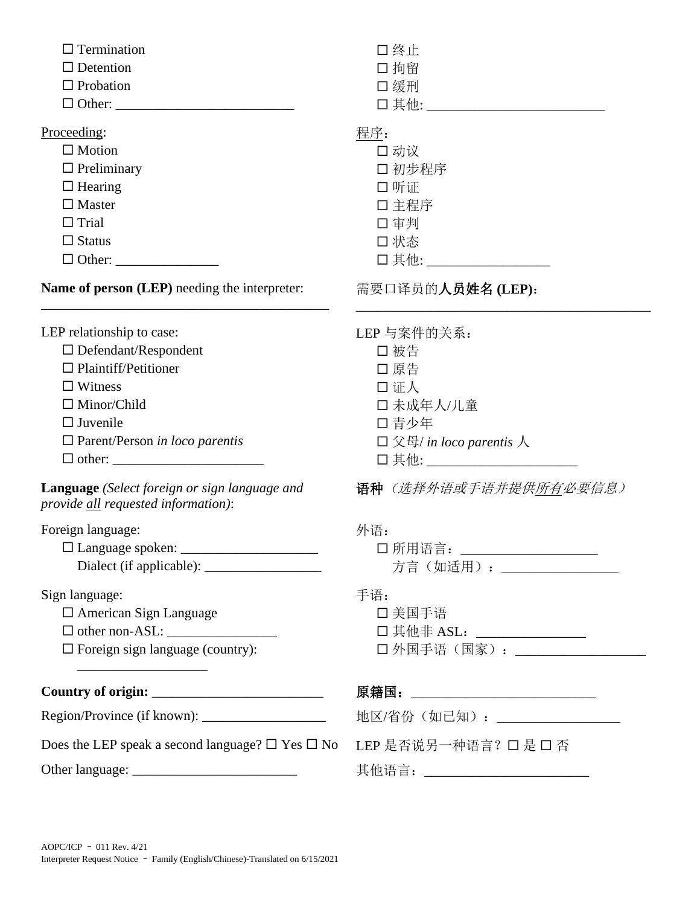☐ Termination
☐ Detention
☐ Probation
☐ Other: _________________________

☐ 终止
☐ 拘留
☐ 缓刑
☐ 其他: _________________________

Proceeding:

☐ Motion
☐ Preliminary
☐ Hearing
☐ Master
☐ Trial
☐ Status
☐ Other: _______________

程序：

☐ 动议
☐ 初步程序
☐ 听证
☐ 主程序
☐ 审判
☐ 状态
☐ 其他: _________________

**Name of person (LEP)** needing the interpreter:

_____________________________________________

需要口译员的**人员姓名 (LEP)**：

_____________________________________________

LEP relationship to case:

☐ Defendant/Respondent
☐ Plaintiff/Petitioner
☐ Witness
☐ Minor/Child
☐ Juvenile
☐ Parent/Person *in loco parentis*
☐ other: ______________________

LEP 与案件的关系：

☐ 被告
☐ 原告
☐ 证人
☐ 未成年人/儿童
☐ 青少年
☐ 父母/ *in loco parentis* 人
☐ 其他: _____________________

**Language** *(Select foreign or sign language and provide all requested information)*:

**语种** *（选择外语或手语并提供所有必要信息）*

Foreign language:

☐ Language spoken: ____________________
Dialect (if applicable): _________________

外语：

☐ 所用语言：____________________
方言（如适用）：_________________

Sign language:

☐ American Sign Language
☐ other non-ASL: ________________
☐ Foreign sign language (country): ___________________

手语：

☐ 美国手语
☐ 其他非 ASL：________________
☐ 外国手语（国家）：___________________

**Country of origin:** _________________________

Region/Province (if known): __________________

Does the LEP speak a second language? ☐ Yes ☐ No

Other language: ________________________

**原籍国：**__________________________

地区/省份（如已知）：__________________

LEP 是否说另一种语言？☐ 是 ☐ 否

其他语言：________________________

AOPC/ICP – 011 Rev. 4/21
Interpreter Request Notice – Family (English/Chinese)-Translated on 6/15/2021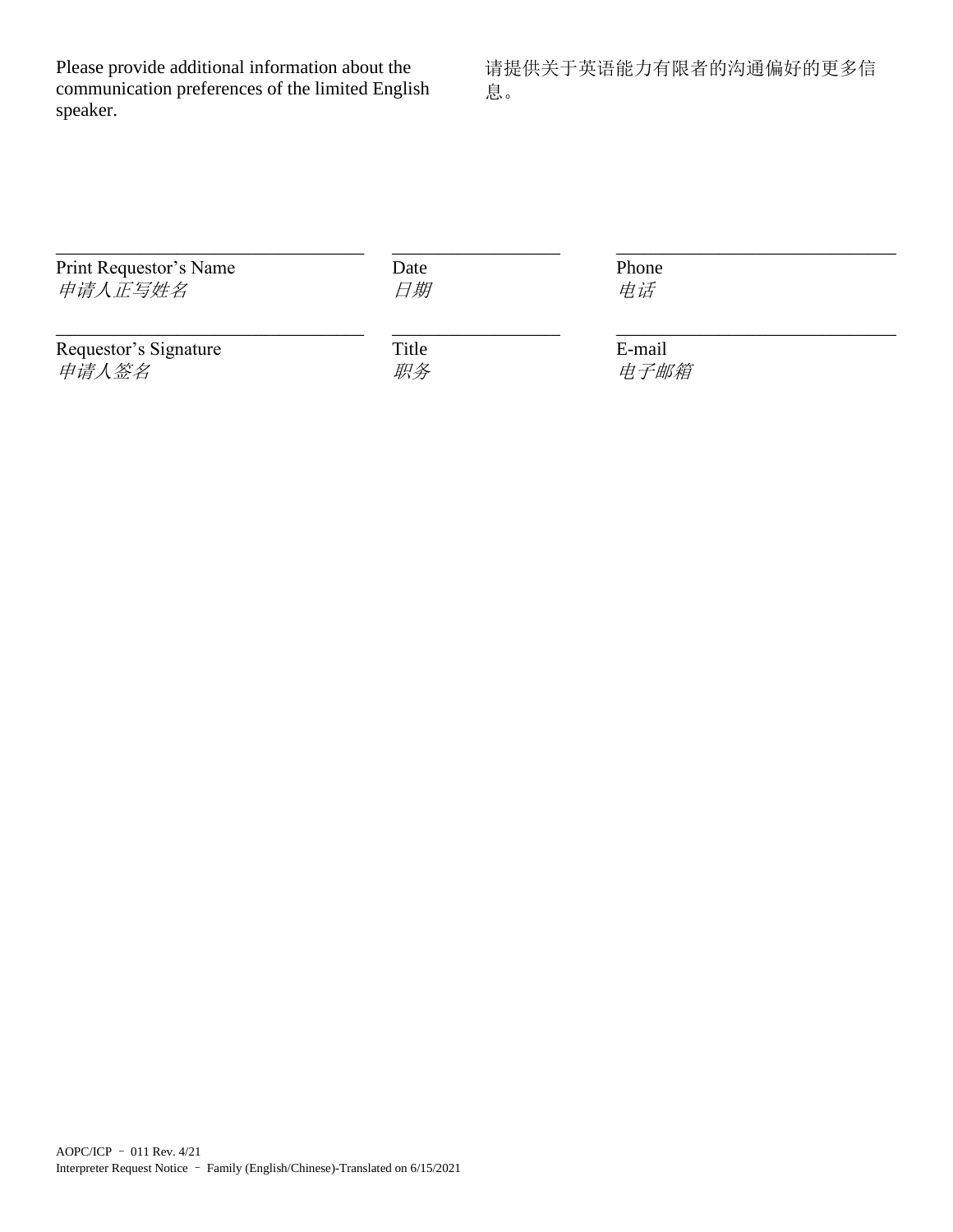Please provide additional information about the communication preferences of the limited English speaker.

请提供关于英语能力有限者的沟通偏好的更多信息。

| | | |
|---|---|---|
| \_\_\_\_\_\_\_\_\_\_\_\_\_\_\_\_\_\_\_\_\_\_\_\_\_\_\_\_\_\_\_\_ | \_\_\_\_\_\_\_\_\_\_\_\_\_\_\_\_\_\_ | \_\_\_\_\_\_\_\_\_\_\_\_\_\_\_\_\_\_\_\_\_\_\_\_\_\_\_\_\_\_ |
| Print Requestor's Name<br>*申请人正写姓名* | Date<br>*日期* | Phone<br>*电话* |
| \_\_\_\_\_\_\_\_\_\_\_\_\_\_\_\_\_\_\_\_\_\_\_\_\_\_\_\_\_\_\_\_ | \_\_\_\_\_\_\_\_\_\_\_\_\_\_\_\_\_\_ | \_\_\_\_\_\_\_\_\_\_\_\_\_\_\_\_\_\_\_\_\_\_\_\_\_\_\_\_\_\_ |
| Requestor's Signature<br>*申请人签名* | Title<br>*职务* | E-mail<br>*电子邮箱* |

AOPC/ICP – 011 Rev. 4/21
Interpreter Request Notice – Family (English/Chinese)-Translated on 6/15/2021